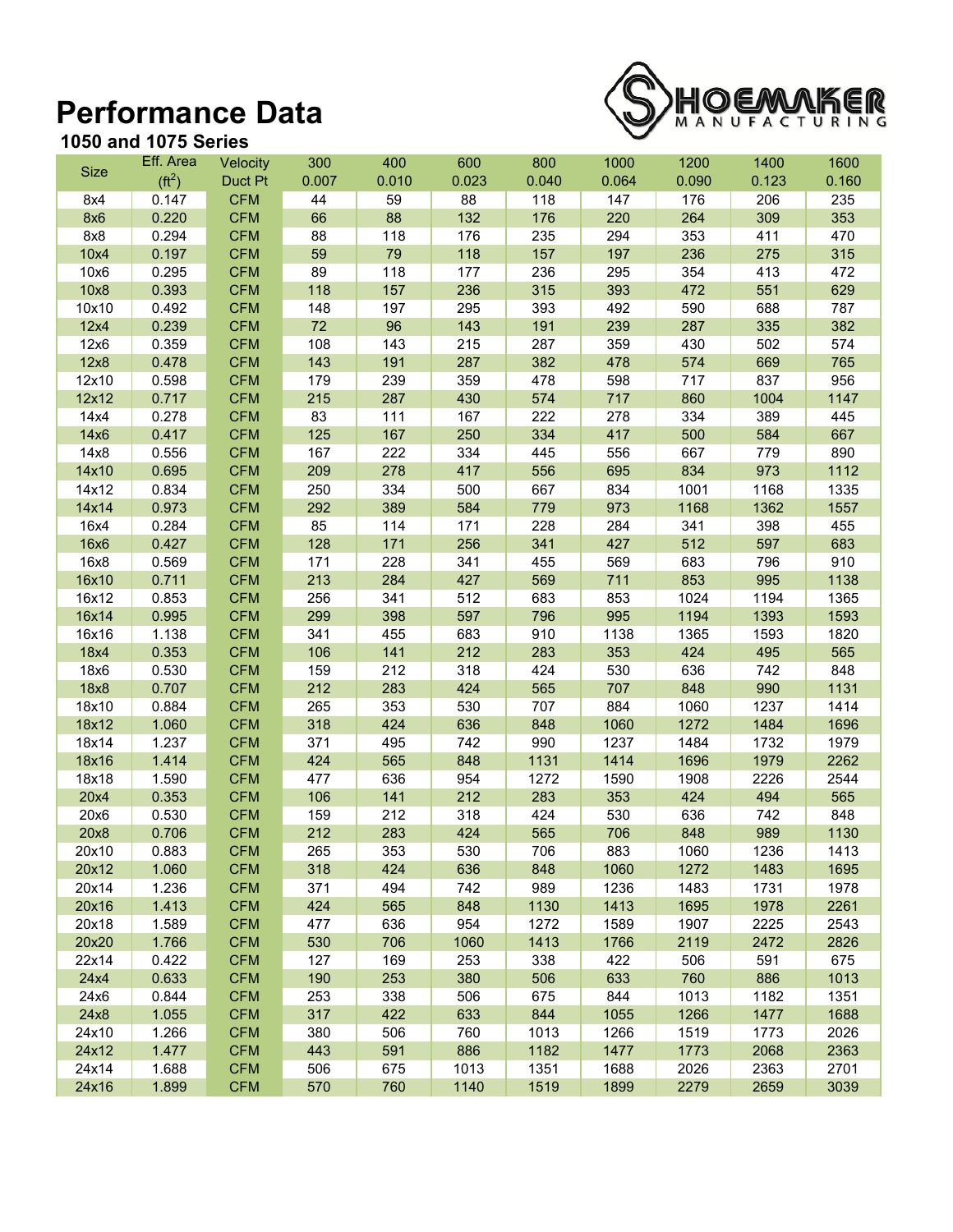# Performance Data

### 1050 and 1075 Series

| Size | Eff. Area ($ft^2$) | Velocity / Duct Pt | 300 / 0.007 | 400 / 0.010 | 600 / 0.023 | 800 / 0.040 | 1000 / 0.064 | 1200 / 0.090 | 1400 / 0.123 | 1600 / 0.160 |
|---|---|---|---|---|---|---|---|---|---|---|
| 8x4 | 0.147 | CFM | 44 | 59 | 88 | 118 | 147 | 176 | 206 | 235 |
| 8x6 | 0.220 | CFM | 66 | 88 | 132 | 176 | 220 | 264 | 309 | 353 |
| 8x8 | 0.294 | CFM | 88 | 118 | 176 | 235 | 294 | 353 | 411 | 470 |
| 10x4 | 0.197 | CFM | 59 | 79 | 118 | 157 | 197 | 236 | 275 | 315 |
| 10x6 | 0.295 | CFM | 89 | 118 | 177 | 236 | 295 | 354 | 413 | 472 |
| 10x8 | 0.393 | CFM | 118 | 157 | 236 | 315 | 393 | 472 | 551 | 629 |
| 10x10 | 0.492 | CFM | 148 | 197 | 295 | 393 | 492 | 590 | 688 | 787 |
| 12x4 | 0.239 | CFM | 72 | 96 | 143 | 191 | 239 | 287 | 335 | 382 |
| 12x6 | 0.359 | CFM | 108 | 143 | 215 | 287 | 359 | 430 | 502 | 574 |
| 12x8 | 0.478 | CFM | 143 | 191 | 287 | 382 | 478 | 574 | 669 | 765 |
| 12x10 | 0.598 | CFM | 179 | 239 | 359 | 478 | 598 | 717 | 837 | 956 |
| 12x12 | 0.717 | CFM | 215 | 287 | 430 | 574 | 717 | 860 | 1004 | 1147 |
| 14x4 | 0.278 | CFM | 83 | 111 | 167 | 222 | 278 | 334 | 389 | 445 |
| 14x6 | 0.417 | CFM | 125 | 167 | 250 | 334 | 417 | 500 | 584 | 667 |
| 14x8 | 0.556 | CFM | 167 | 222 | 334 | 445 | 556 | 667 | 779 | 890 |
| 14x10 | 0.695 | CFM | 209 | 278 | 417 | 556 | 695 | 834 | 973 | 1112 |
| 14x12 | 0.834 | CFM | 250 | 334 | 500 | 667 | 834 | 1001 | 1168 | 1335 |
| 14x14 | 0.973 | CFM | 292 | 389 | 584 | 779 | 973 | 1168 | 1362 | 1557 |
| 16x4 | 0.284 | CFM | 85 | 114 | 171 | 228 | 284 | 341 | 398 | 455 |
| 16x6 | 0.427 | CFM | 128 | 171 | 256 | 341 | 427 | 512 | 597 | 683 |
| 16x8 | 0.569 | CFM | 171 | 228 | 341 | 455 | 569 | 683 | 796 | 910 |
| 16x10 | 0.711 | CFM | 213 | 284 | 427 | 569 | 711 | 853 | 995 | 1138 |
| 16x12 | 0.853 | CFM | 256 | 341 | 512 | 683 | 853 | 1024 | 1194 | 1365 |
| 16x14 | 0.995 | CFM | 299 | 398 | 597 | 796 | 995 | 1194 | 1393 | 1593 |
| 16x16 | 1.138 | CFM | 341 | 455 | 683 | 910 | 1138 | 1365 | 1593 | 1820 |
| 18x4 | 0.353 | CFM | 106 | 141 | 212 | 283 | 353 | 424 | 495 | 565 |
| 18x6 | 0.530 | CFM | 159 | 212 | 318 | 424 | 530 | 636 | 742 | 848 |
| 18x8 | 0.707 | CFM | 212 | 283 | 424 | 565 | 707 | 848 | 990 | 1131 |
| 18x10 | 0.884 | CFM | 265 | 353 | 530 | 707 | 884 | 1060 | 1237 | 1414 |
| 18x12 | 1.060 | CFM | 318 | 424 | 636 | 848 | 1060 | 1272 | 1484 | 1696 |
| 18x14 | 1.237 | CFM | 371 | 495 | 742 | 990 | 1237 | 1484 | 1732 | 1979 |
| 18x16 | 1.414 | CFM | 424 | 565 | 848 | 1131 | 1414 | 1696 | 1979 | 2262 |
| 18x18 | 1.590 | CFM | 477 | 636 | 954 | 1272 | 1590 | 1908 | 2226 | 2544 |
| 20x4 | 0.353 | CFM | 106 | 141 | 212 | 283 | 353 | 424 | 494 | 565 |
| 20x6 | 0.530 | CFM | 159 | 212 | 318 | 424 | 530 | 636 | 742 | 848 |
| 20x8 | 0.706 | CFM | 212 | 283 | 424 | 565 | 706 | 848 | 989 | 1130 |
| 20x10 | 0.883 | CFM | 265 | 353 | 530 | 706 | 883 | 1060 | 1236 | 1413 |
| 20x12 | 1.060 | CFM | 318 | 424 | 636 | 848 | 1060 | 1272 | 1483 | 1695 |
| 20x14 | 1.236 | CFM | 371 | 494 | 742 | 989 | 1236 | 1483 | 1731 | 1978 |
| 20x16 | 1.413 | CFM | 424 | 565 | 848 | 1130 | 1413 | 1695 | 1978 | 2261 |
| 20x18 | 1.589 | CFM | 477 | 636 | 954 | 1272 | 1589 | 1907 | 2225 | 2543 |
| 20x20 | 1.766 | CFM | 530 | 706 | 1060 | 1413 | 1766 | 2119 | 2472 | 2826 |
| 22x14 | 0.422 | CFM | 127 | 169 | 253 | 338 | 422 | 506 | 591 | 675 |
| 24x4 | 0.633 | CFM | 190 | 253 | 380 | 506 | 633 | 760 | 886 | 1013 |
| 24x6 | 0.844 | CFM | 253 | 338 | 506 | 675 | 844 | 1013 | 1182 | 1351 |
| 24x8 | 1.055 | CFM | 317 | 422 | 633 | 844 | 1055 | 1266 | 1477 | 1688 |
| 24x10 | 1.266 | CFM | 380 | 506 | 760 | 1013 | 1266 | 1519 | 1773 | 2026 |
| 24x12 | 1.477 | CFM | 443 | 591 | 886 | 1182 | 1477 | 1773 | 2068 | 2363 |
| 24x14 | 1.688 | CFM | 506 | 675 | 1013 | 1351 | 1688 | 2026 | 2363 | 2701 |
| 24x16 | 1.899 | CFM | 570 | 760 | 1140 | 1519 | 1899 | 2279 | 2659 | 3039 |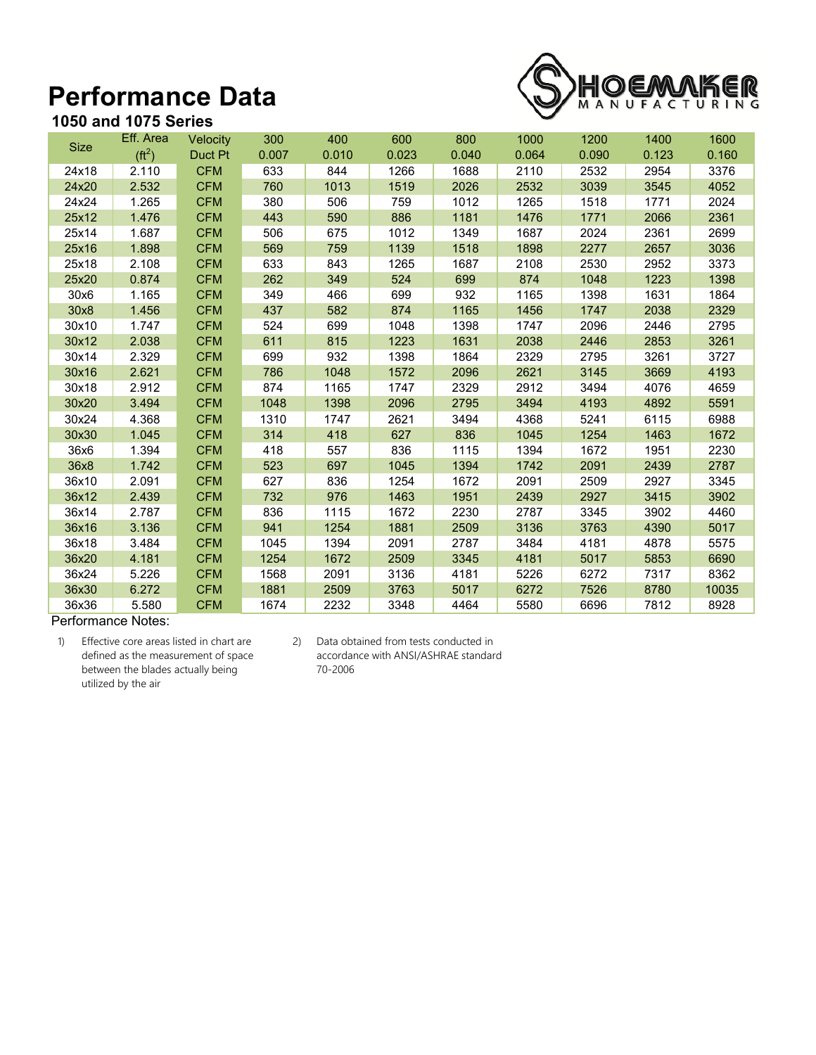# Performance Data

### 1050 and 1075 Series

| Size | Eff. Area ($ft^2$) | Velocity / Duct Pt | 300 / 0.007 | 400 / 0.010 | 600 / 0.023 | 800 / 0.040 | 1000 / 0.064 | 1200 / 0.090 | 1400 / 0.123 | 1600 / 0.160 |
|---|---|---|---|---|---|---|---|---|---|---|
| 24x18 | 2.110 | CFM | 633 | 844 | 1266 | 1688 | 2110 | 2532 | 2954 | 3376 |
| 24x20 | 2.532 | CFM | 760 | 1013 | 1519 | 2026 | 2532 | 3039 | 3545 | 4052 |
| 24x24 | 1.265 | CFM | 380 | 506 | 759 | 1012 | 1265 | 1518 | 1771 | 2024 |
| 25x12 | 1.476 | CFM | 443 | 590 | 886 | 1181 | 1476 | 1771 | 2066 | 2361 |
| 25x14 | 1.687 | CFM | 506 | 675 | 1012 | 1349 | 1687 | 2024 | 2361 | 2699 |
| 25x16 | 1.898 | CFM | 569 | 759 | 1139 | 1518 | 1898 | 2277 | 2657 | 3036 |
| 25x18 | 2.108 | CFM | 633 | 843 | 1265 | 1687 | 2108 | 2530 | 2952 | 3373 |
| 25x20 | 0.874 | CFM | 262 | 349 | 524 | 699 | 874 | 1048 | 1223 | 1398 |
| 30x6 | 1.165 | CFM | 349 | 466 | 699 | 932 | 1165 | 1398 | 1631 | 1864 |
| 30x8 | 1.456 | CFM | 437 | 582 | 874 | 1165 | 1456 | 1747 | 2038 | 2329 |
| 30x10 | 1.747 | CFM | 524 | 699 | 1048 | 1398 | 1747 | 2096 | 2446 | 2795 |
| 30x12 | 2.038 | CFM | 611 | 815 | 1223 | 1631 | 2038 | 2446 | 2853 | 3261 |
| 30x14 | 2.329 | CFM | 699 | 932 | 1398 | 1864 | 2329 | 2795 | 3261 | 3727 |
| 30x16 | 2.621 | CFM | 786 | 1048 | 1572 | 2096 | 2621 | 3145 | 3669 | 4193 |
| 30x18 | 2.912 | CFM | 874 | 1165 | 1747 | 2329 | 2912 | 3494 | 4076 | 4659 |
| 30x20 | 3.494 | CFM | 1048 | 1398 | 2096 | 2795 | 3494 | 4193 | 4892 | 5591 |
| 30x24 | 4.368 | CFM | 1310 | 1747 | 2621 | 3494 | 4368 | 5241 | 6115 | 6988 |
| 30x30 | 1.045 | CFM | 314 | 418 | 627 | 836 | 1045 | 1254 | 1463 | 1672 |
| 36x6 | 1.394 | CFM | 418 | 557 | 836 | 1115 | 1394 | 1672 | 1951 | 2230 |
| 36x8 | 1.742 | CFM | 523 | 697 | 1045 | 1394 | 1742 | 2091 | 2439 | 2787 |
| 36x10 | 2.091 | CFM | 627 | 836 | 1254 | 1672 | 2091 | 2509 | 2927 | 3345 |
| 36x12 | 2.439 | CFM | 732 | 976 | 1463 | 1951 | 2439 | 2927 | 3415 | 3902 |
| 36x14 | 2.787 | CFM | 836 | 1115 | 1672 | 2230 | 2787 | 3345 | 3902 | 4460 |
| 36x16 | 3.136 | CFM | 941 | 1254 | 1881 | 2509 | 3136 | 3763 | 4390 | 5017 |
| 36x18 | 3.484 | CFM | 1045 | 1394 | 2091 | 2787 | 3484 | 4181 | 4878 | 5575 |
| 36x20 | 4.181 | CFM | 1254 | 1672 | 2509 | 3345 | 4181 | 5017 | 5853 | 6690 |
| 36x24 | 5.226 | CFM | 1568 | 2091 | 3136 | 4181 | 5226 | 6272 | 7317 | 8362 |
| 36x30 | 6.272 | CFM | 1881 | 2509 | 3763 | 5017 | 6272 | 7526 | 8780 | 10035 |
| 36x36 | 5.580 | CFM | 1674 | 2232 | 3348 | 4464 | 5580 | 6696 | 7812 | 8928 |

Performance Notes:

1) Effective core areas listed in chart are defined as the measurement of space between the blades actually being utilized by the air

2) Data obtained from tests conducted in accordance with ANSI/ASHRAE standard 70-2006